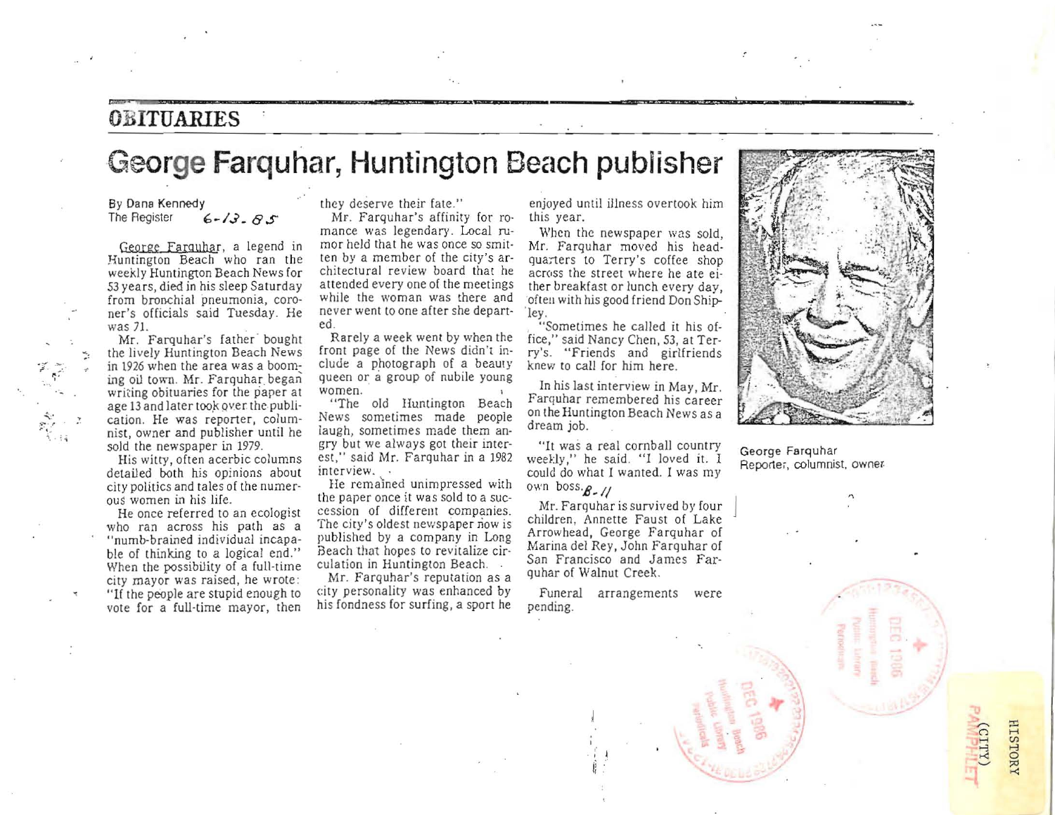## OBITUARIES

# George Farquhar, Huntington Beach publisher

By Dana Kennedy
The Register 6-13-85

George Farquhar, a legend in Huntington Beach who ran the weekly Huntington Beach News for 53 years, died in his sleep Saturday from bronchial pneumonia, coroner's officials said Tuesday. He was 71.

Mr. Farquhar's father bought the lively Huntington Beach News in 1926 when the area was a booming oil town. Mr. Farquhar began writing obituaries for the paper at age 13 and later took over the publication. He was reporter, columnist, owner and publisher until he sold the newspaper in 1979.

His witty, often acerbic columns detailed both his opinions about city politics and tales of the numerous women in his life.

He once referred to an ecologist who ran across his path as a "numb-brained individual incapable of thinking to a logical end." When the possibility of a full-time city mayor was raised, he wrote: "If the people are stupid enough to vote for a full-time mayor, then they deserve their fate."

Mr. Farquhar's affinity for romance was legendary. Local rumor held that he was once so smitten by a member of the city's architectural review board that he attended every one of the meetings while the woman was there and never went to one after she departed.

Rarely a week went by when the front page of the News didn't include a photograph of a beauty queen or a group of nubile young women.

"The old Huntington Beach News sometimes made people laugh, sometimes made them angry but we always got their interest," said Mr. Farquhar in a 1982 interview.

He remained unimpressed with the paper once it was sold to a succession of different companies. The city's oldest newspaper now is published by a company in Long Beach that hopes to revitalize circulation in Huntington Beach.

Mr. Farquhar's reputation as a city personality was enhanced by his fondness for surfing, a sport he enjoyed until illness overtook him this year.

When the newspaper was sold, Mr. Farquhar moved his headquarters to Terry's coffee shop across the street where he ate either breakfast or lunch every day, often with his good friend Don Shipley.

"Sometimes he called it his office," said Nancy Chen, 53, at Terry's. "Friends and girlfriends knew to call for him here.

In his last interview in May, Mr. Farquhar remembered his career on the Huntington Beach News as a dream job.

"It was a real cornball country weekly," he said. "I loved it. I could do what I wanted. I was my own boss. B-11

Mr. Farquhar is survived by four children, Annette Faust of Lake Arrowhead, George Farquhar of Marina del Rey, John Farquhar of San Francisco and James Farquhar of Walnut Creek.

Funeral arrangements were pending.

George Farquhar
Reporter, columnist, owner

HISTORY
(CITY)
PAMPHLET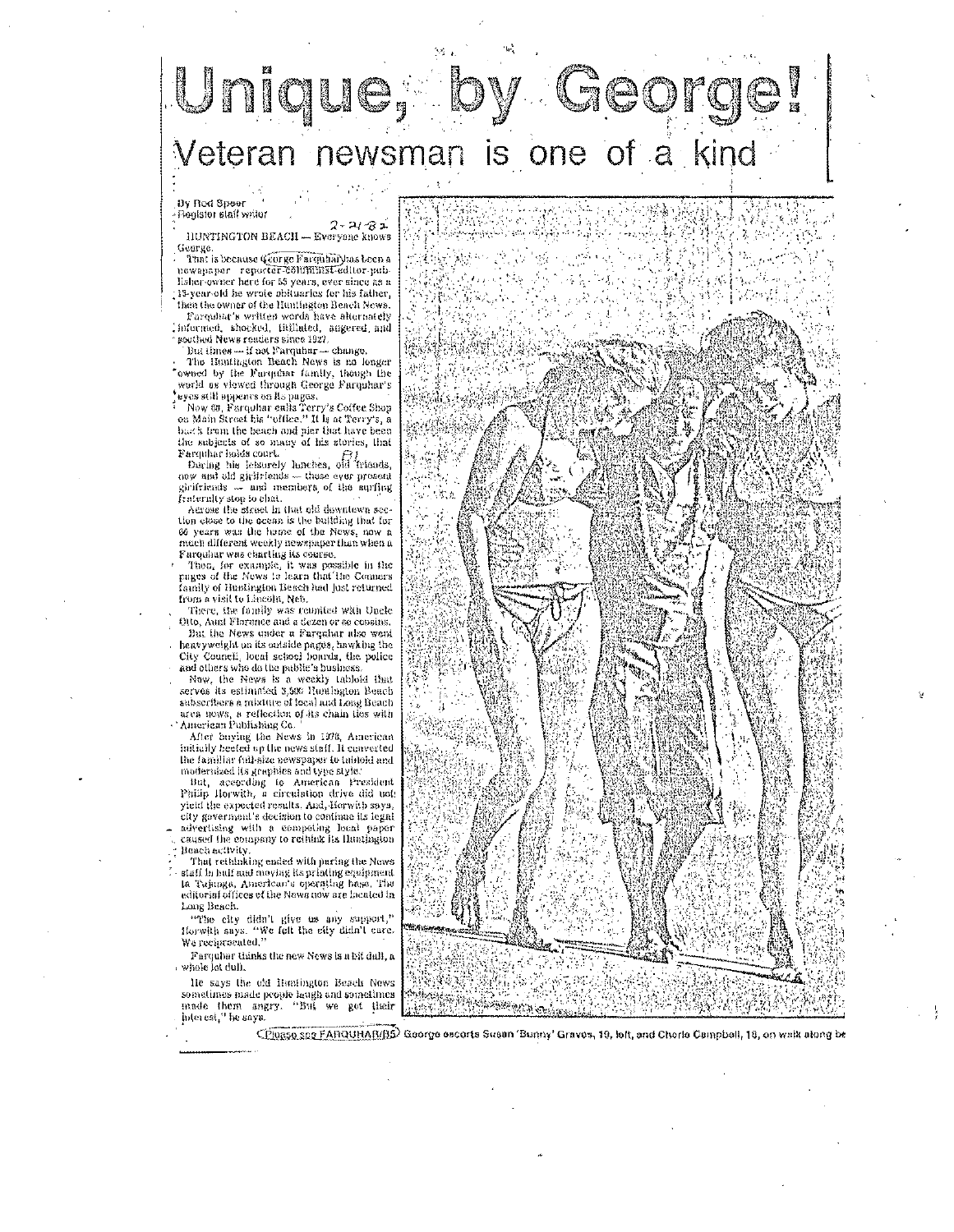# Unique, by George!

## Veteran newsman is one of a kind

By Rod Speer
Register staff writer

2-21-82

HUNTINGTON BEACH — Everyone knows George.

That is because George Farquhar has been a newspaper reporter-columnist-editor-publisher-owner here for 55 years, ever since as a 13-year-old he wrote obituaries for his father, then the owner of the Huntington Beach News.

Farquhar's written words have alternately informed, shocked, titillated, angered, and soothed News readers since 1927.

But times — if not Farquhar — change.

The Huntington Beach News is no longer owned by the Farquhar family, though the world as viewed through George Farquhar's eyes still appears on its pages.

Now 68, Farquhar calls Terry's Coffee Shop on Main Street his "office." It is at Terry's, a block from the beach and pier that have been the subjects of so many of his stories, that Farquhar holds court.

During his leisurely lunches, old friends, new and old girlfriends — those ever present girlfriends — and members of the surfing fraternity stop to chat.

Across the street in that old downtown section close to the ocean is the building that for 66 years was the home of the News, now a much different weekly newspaper than when a Farquhar was charting its course.

Then, for example, it was possible in the pages of the News to learn that the Conners family of Huntington Beach had just returned from a visit to Lincoln, Neb.

There, the family was reunited with Uncle Otto, Aunt Florence and a dozen or so cousins.

But the News under a Farquhar also went heavyweight on its outside pages, hawking the City Council, local school boards, the police and others who do the public's business.

Now, the News is a weekly tabloid that serves its estimated 3,500 Huntington Beach subscribers a mixture of local and Long Beach area news, a reflection of its chain ties with American Publishing Co.

After buying the News in 1978, American initially beefed up the news staff. It converted the familiar full-size newspaper to tabloid and modernized its graphics and type style.

But, according to American President Philip Horwith, a circulation drive did not yield the expected results. And, Horwith says, city government's decision to continue its legal advertising with a competing local paper caused the company to rethink its Huntington Beach activity.

That rethinking ended with paring the News staff in half and moving its printing equipment to Tujunga, American's operating base. The editorial offices of the News now are located in Long Beach.

"The city didn't give us any support," Horwith says. "We felt the city didn't care. We reciprocated."

Farquhar thinks the new News is a bit dull, a whole lot dull.

He says the old Huntington Beach News sometimes made people laugh and sometimes made them angry. "But we got their interest," he says.

(Please see FARQUHAR/B5)

George escorts Susan 'Bunny' Graves, 19, left, and Cherie Campbell, 18, on walk along be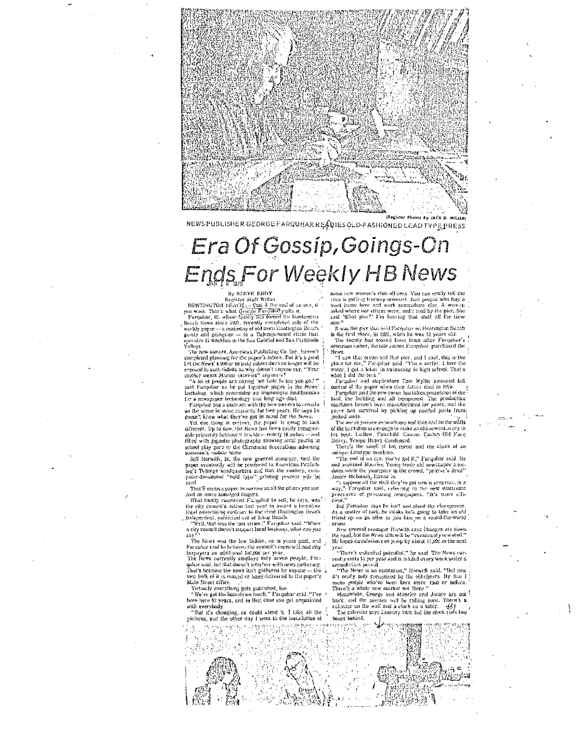(Register Photo by JACK D. MILLER)

NEWS PUBLISHER GEORGE FARQUHAR READIES OLD-FASHIONED LEAD TYPE PRESS

# Era Of Gossip, Goings-On Ends For Weekly HB News

By STEVE EDDY
Register Staff Writer

HUNTINGTON BEACH — Call it the end of an era, if you want. That's what George Farquhar calls it.

Farquhar, 55, whose family has owned the Huntington Beach News since 1927, recently completed sale of the weekly paper — a mainstay of old town Huntington Beach gossip and goings-on — to a Tujunga-based chain that operates 15 weeklies in the San Gabriel and San Fernando Valleys.

The new owners, American Publishing Co. Inc., haven't completed planning for the paper's future. But it's a good bet the News' 4,000 or so paid subscribers no longer will be exposed to such tidbits as why doesn't anyone say, "Your mother wears Marine skivvies" anymore?

"A lot of people are saying 'we hate to see you go,'" said Farquhar as he put together pages in the News' backshop, which resembles an impromptu Smithsonian for a newspaper technology that long ago died.

Farquhar has a contract with the new owners to remain on the scene in some capacity for two years. He says he doesn't know what they've got in mind for the News.

Yet one thing is certain, the paper is going to look different. Up to now, the News has been easily recognizable primarily because it is wide — nearly 18 inches — and filled with gigantic photographs showing local youths in school play garb or the Christmas decorations adorning someone's mobile home.

Jeff Horwith, 24, the new general manager, said the paper eventually will be produced in American Publishing's Tujunga headquarters and that the modern, computer-dominated "cold type" printing process will be used.

That'll mean a paper as narrow as all the others you see. And no more smudged fingers.

What finally convinced Farquhar to sell, he says, was the city council's action last year to award a lucrative legal advertising contract to the rival Huntington Beach Independent, published out of Long Beach.

"Well, that was the last straw," Farquhar said. "When a city council doesn't support local business, what can you say?"

The News was the low bidder, as in years past, and Farquhar said he believes the council's move will cost city taxpayers an additional $10,000 per year.

The News currently employs only seven people, Farquhar said, but that doesn't interfere with news gathering. That's because the news isn't gathered by anyone — the vast bulk of it is mailed or hand delivered to the paper's Main Street office.

Virtually everything gets published, too.

"We've got the hometown touch," Farquhar said. "I've been here 52 years, and in that time you get acquainted with everybody.

"But it's changing, no doubt about it. I take all the pictures, and the other day I went to the installation of some new women's club officers. You can really tell the area is getting freeway-oriented. Just people who buy a tract home here and work somewhere else. A woman asked where our offices were, and I said by the pier. She said 'What pier?' I'm hearing that stuff all the time now."

It was the pier that sold Farquhar on Huntington Beach in the first place, in 1927, when he was 12 years old.

The family had moved from Iowa after Farquhar's newsman father, the late James Farquhar, purchased the News.

"I saw that ocean and that pier, and I said, this is the place for me," Farquhar said. "I'm a surfer. I love the water. I got a letter in swimming in high school. That's what I did the best."

Farquhar and stepbrother Tom Wyllie assumed full control of the paper when their father died in 1970.

Farquhar said the new owner has taken possession of the land, the building and all equipment. The production machines haven't been manufactured for years, and the paper has survived by picking up needed parts from junked units.

The words you see on machines and bins and on the walls of the backshop are enough to make an old newsman cry in his beer. Ludlow. Fairchild. Cameo. Caslon Old Face Heavy. Tempo Heavy Condensed.

There's the smell of hot metal and the clack of an antique Linotype machine.

"The end of an era, you've got it," Farquhar said. He and assistant Maurice Young trade old newspaper anecdotes while the youngster in the crowd, "printer's devil" Janice McIntosh, listens in.

"I suppose all the stuff they've got now is progress, in a way," Farquhar said, referring to the new electronic processes of producing newspapers. "It's more efficient."

But Farquhar says he isn't sad about the changeover. As a matter of fact, he thinks he's going to take an old friend up on an offer to join him on a round-the-world cruise.

New general manager Horwith says changes are down the road, but the News still will be "community oriented." He hopes circulation can jump by about 15,000 in the next year.

"There's unlimited potential," he said. The News currently costs $5 per year and is mailed every week under a second-class permit.

"The News is an institution," Horwith said. "But now it's really only recognized by the old-timers. By that I mean people who've been here since 1950 or before. There's a whole new market out there."

Meanwhile, George and Maurice and Janice are out back, and the presses will be rolling soon. There's a calendar on the wall and a clock on a table.

The calendar says January 1979, but the clock runs two hours behind.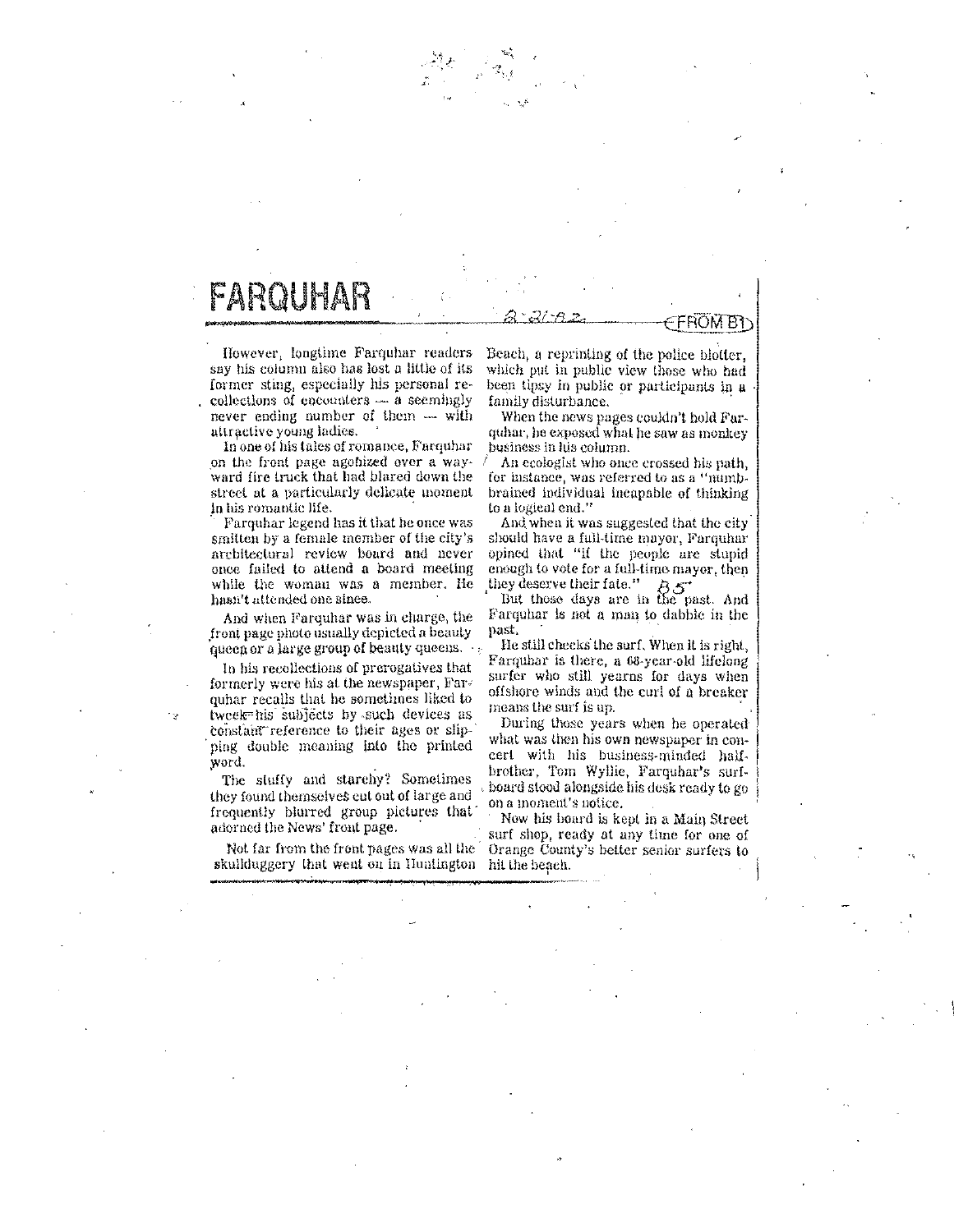# FARQUHAR

2-21-82 (FROM B1)

However, longtime Farquhar readers say his column also has lost a little of its former sting, especially his personal recollections of encounters — a seemingly never ending number of them — with attractive young ladies.

In one of his tales of romance, Farquhar on the front page agonized over a wayward fire truck that had blared down the street at a particularly delicate moment in his romantic life.

Farquhar legend has it that he once was smitten by a female member of the city's architectural review board and never once failed to attend a board meeting while the woman was a member. He hasn't attended one since.

And when Farquhar was in charge, the front page photo usually depicted a beauty queen or a large group of beauty queens.

In his recollections of prerogatives that formerly were his at the newspaper, Farquhar recalls that he sometimes liked to tweek his subjects by such devices as constant reference to their ages or slipping double meaning into the printed word.

The stuffy and starchy? Sometimes they found themselves cut out of large and frequently blurred group pictures that adorned the News' front page.

Not far from the front pages was all the skullduggery that went on in Huntington Beach, a reprinting of the police blotter, which put in public view those who had been tipsy in public or participants in a family disturbance.

When the news pages couldn't hold Farquhar, he exposed what he saw as monkey business in his column.

An ecologist who once crossed his path, for instance, was referred to as a "numbbrained individual incapable of thinking to a logical end."

And when it was suggested that the city should have a full-time mayor, Farquhar opined that "if the people are stupid enough to vote for a full-time mayor, then they deserve their fate."

But those days are in the past. And Farquhar is not a man to dabble in the past.

He still checks the surf. When it is right, Farquhar is there, a 68-year-old lifelong surfer who still yearns for days when offshore winds and the curl of a breaker means the surf is up.

During those years when he operated what was then his own newspaper in concert with his business-minded half-brother, Tom Wyllie, Farquhar's surfboard stood alongside his desk ready to go on a moment's notice.

Now his board is kept in a Main Street surf shop, ready at any time for one of Orange County's better senior surfers to hit the beach.